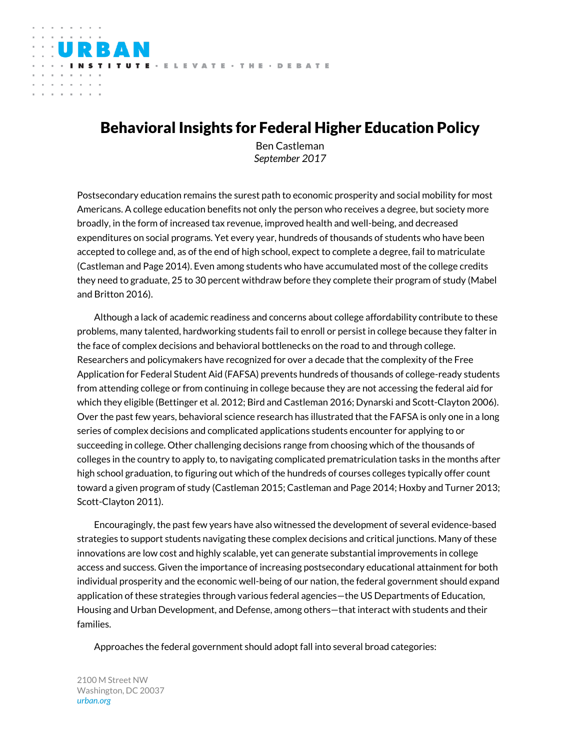URBAN INSTITUTE · ELEVATE · THE · DEBATE

# Behavioral Insights for Federal Higher Education Policy

Ben Castleman
*September 2017*

Postsecondary education remains the surest path to economic prosperity and social mobility for most Americans. A college education benefits not only the person who receives a degree, but society more broadly, in the form of increased tax revenue, improved health and well-being, and decreased expenditures on social programs. Yet every year, hundreds of thousands of students who have been accepted to college and, as of the end of high school, expect to complete a degree, fail to matriculate (Castleman and Page 2014). Even among students who have accumulated most of the college credits they need to graduate, 25 to 30 percent withdraw before they complete their program of study (Mabel and Britton 2016).

Although a lack of academic readiness and concerns about college affordability contribute to these problems, many talented, hardworking students fail to enroll or persist in college because they falter in the face of complex decisions and behavioral bottlenecks on the road to and through college. Researchers and policymakers have recognized for over a decade that the complexity of the Free Application for Federal Student Aid (FAFSA) prevents hundreds of thousands of college-ready students from attending college or from continuing in college because they are not accessing the federal aid for which they eligible (Bettinger et al. 2012; Bird and Castleman 2016; Dynarski and Scott-Clayton 2006). Over the past few years, behavioral science research has illustrated that the FAFSA is only one in a long series of complex decisions and complicated applications students encounter for applying to or succeeding in college. Other challenging decisions range from choosing which of the thousands of colleges in the country to apply to, to navigating complicated prematriculation tasks in the months after high school graduation, to figuring out which of the hundreds of courses colleges typically offer count toward a given program of study (Castleman 2015; Castleman and Page 2014; Hoxby and Turner 2013; Scott-Clayton 2011).

Encouragingly, the past few years have also witnessed the development of several evidence-based strategies to support students navigating these complex decisions and critical junctions. Many of these innovations are low cost and highly scalable, yet can generate substantial improvements in college access and success. Given the importance of increasing postsecondary educational attainment for both individual prosperity and the economic well-being of our nation, the federal government should expand application of these strategies through various federal agencies—the US Departments of Education, Housing and Urban Development, and Defense, among others—that interact with students and their families.

Approaches the federal government should adopt fall into several broad categories:

2100 M Street NW
Washington, DC 20037
*urban.org*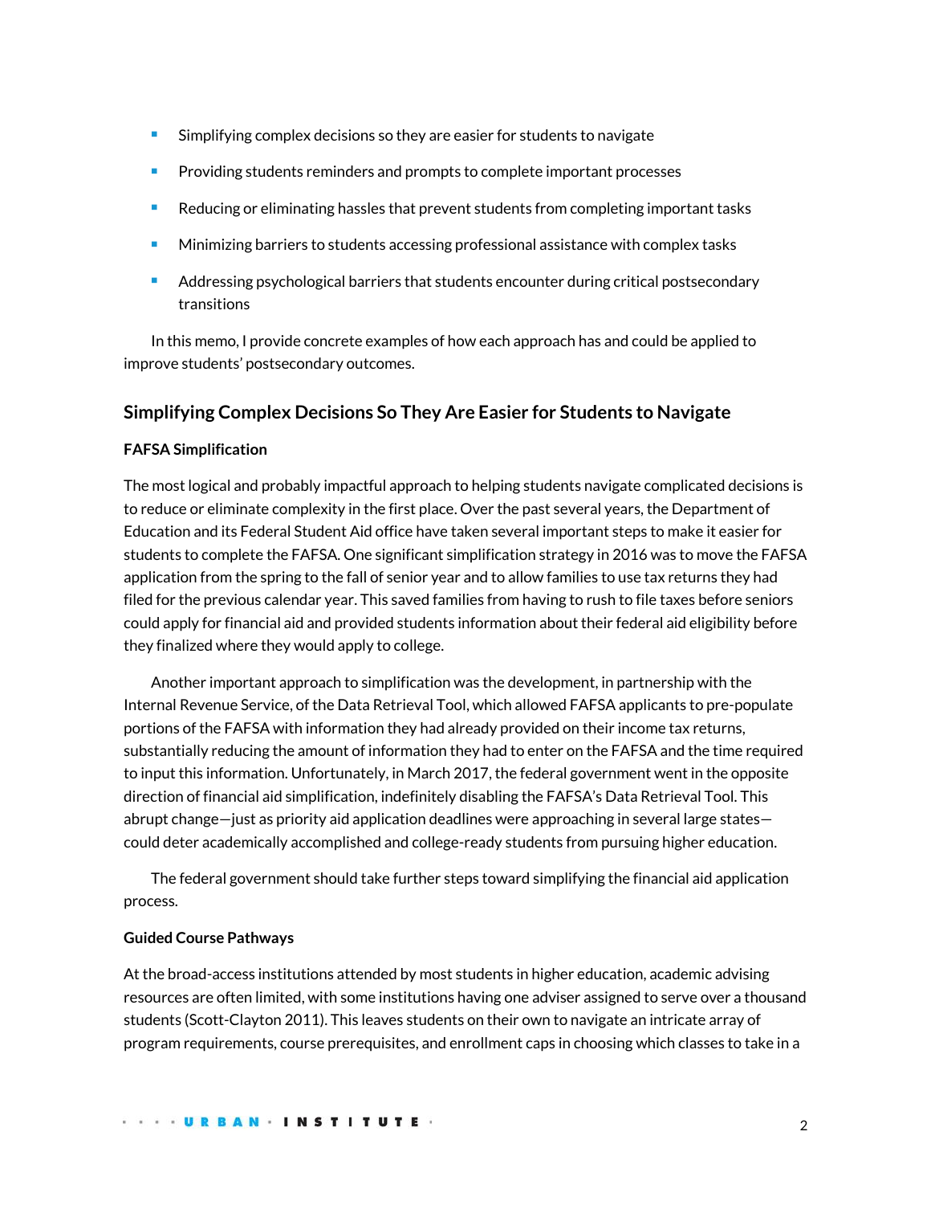- Simplifying complex decisions so they are easier for students to navigate
- Providing students reminders and prompts to complete important processes
- Reducing or eliminating hassles that prevent students from completing important tasks
- Minimizing barriers to students accessing professional assistance with complex tasks
- Addressing psychological barriers that students encounter during critical postsecondary transitions

In this memo, I provide concrete examples of how each approach has and could be applied to improve students' postsecondary outcomes.

## Simplifying Complex Decisions So They Are Easier for Students to Navigate

### FAFSA Simplification

The most logical and probably impactful approach to helping students navigate complicated decisions is to reduce or eliminate complexity in the first place. Over the past several years, the Department of Education and its Federal Student Aid office have taken several important steps to make it easier for students to complete the FAFSA. One significant simplification strategy in 2016 was to move the FAFSA application from the spring to the fall of senior year and to allow families to use tax returns they had filed for the previous calendar year. This saved families from having to rush to file taxes before seniors could apply for financial aid and provided students information about their federal aid eligibility before they finalized where they would apply to college.

Another important approach to simplification was the development, in partnership with the Internal Revenue Service, of the Data Retrieval Tool, which allowed FAFSA applicants to pre-populate portions of the FAFSA with information they had already provided on their income tax returns, substantially reducing the amount of information they had to enter on the FAFSA and the time required to input this information. Unfortunately, in March 2017, the federal government went in the opposite direction of financial aid simplification, indefinitely disabling the FAFSA's Data Retrieval Tool. This abrupt change—just as priority aid application deadlines were approaching in several large states—could deter academically accomplished and college-ready students from pursuing higher education.

The federal government should take further steps toward simplifying the financial aid application process.

### Guided Course Pathways

At the broad-access institutions attended by most students in higher education, academic advising resources are often limited, with some institutions having one adviser assigned to serve over a thousand students (Scott-Clayton 2011). This leaves students on their own to navigate an intricate array of program requirements, course prerequisites, and enrollment caps in choosing which classes to take in a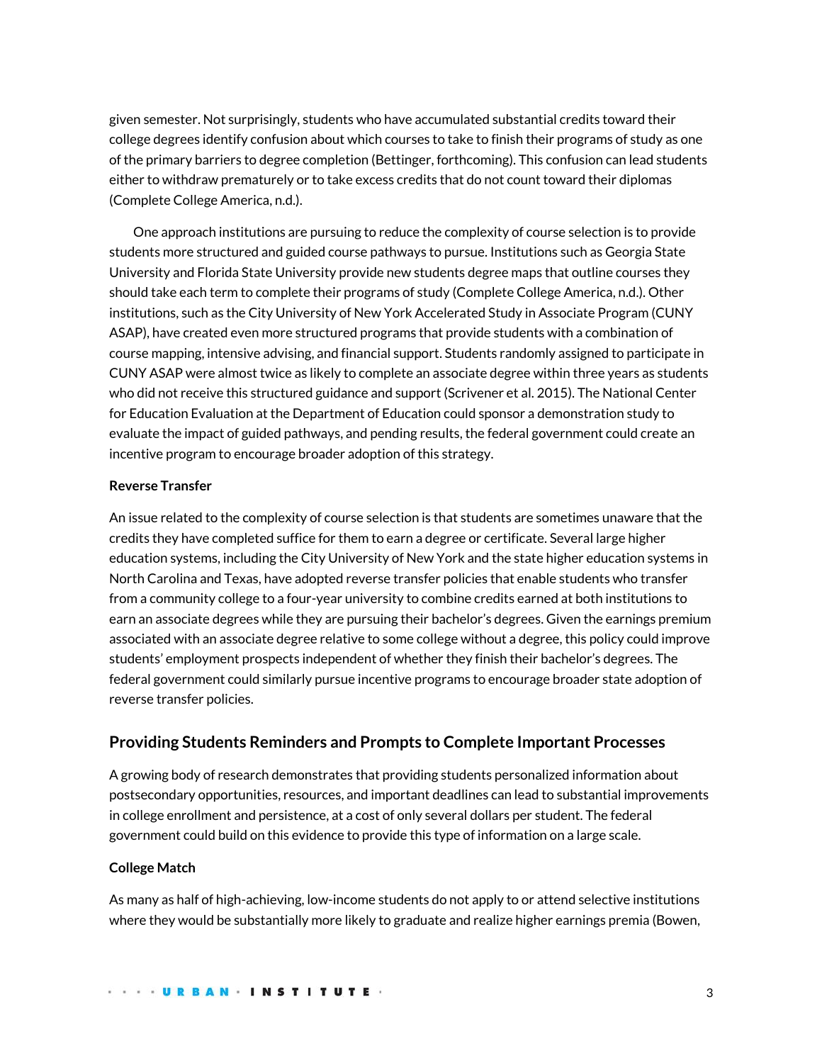given semester. Not surprisingly, students who have accumulated substantial credits toward their college degrees identify confusion about which courses to take to finish their programs of study as one of the primary barriers to degree completion (Bettinger, forthcoming). This confusion can lead students either to withdraw prematurely or to take excess credits that do not count toward their diplomas (Complete College America, n.d.).

One approach institutions are pursuing to reduce the complexity of course selection is to provide students more structured and guided course pathways to pursue. Institutions such as Georgia State University and Florida State University provide new students degree maps that outline courses they should take each term to complete their programs of study (Complete College America, n.d.). Other institutions, such as the City University of New York Accelerated Study in Associate Program (CUNY ASAP), have created even more structured programs that provide students with a combination of course mapping, intensive advising, and financial support. Students randomly assigned to participate in CUNY ASAP were almost twice as likely to complete an associate degree within three years as students who did not receive this structured guidance and support (Scrivener et al. 2015). The National Center for Education Evaluation at the Department of Education could sponsor a demonstration study to evaluate the impact of guided pathways, and pending results, the federal government could create an incentive program to encourage broader adoption of this strategy.

#### Reverse Transfer

An issue related to the complexity of course selection is that students are sometimes unaware that the credits they have completed suffice for them to earn a degree or certificate. Several large higher education systems, including the City University of New York and the state higher education systems in North Carolina and Texas, have adopted reverse transfer policies that enable students who transfer from a community college to a four-year university to combine credits earned at both institutions to earn an associate degrees while they are pursuing their bachelor's degrees. Given the earnings premium associated with an associate degree relative to some college without a degree, this policy could improve students' employment prospects independent of whether they finish their bachelor's degrees. The federal government could similarly pursue incentive programs to encourage broader state adoption of reverse transfer policies.

### Providing Students Reminders and Prompts to Complete Important Processes

A growing body of research demonstrates that providing students personalized information about postsecondary opportunities, resources, and important deadlines can lead to substantial improvements in college enrollment and persistence, at a cost of only several dollars per student. The federal government could build on this evidence to provide this type of information on a large scale.

#### College Match

As many as half of high-achieving, low-income students do not apply to or attend selective institutions where they would be substantially more likely to graduate and realize higher earnings premia (Bowen,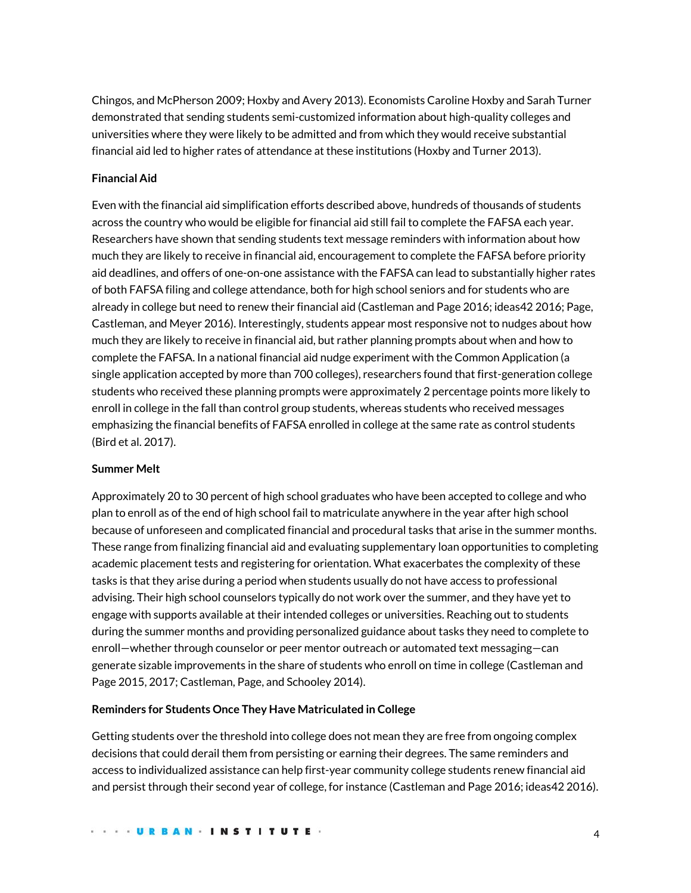Chingos, and McPherson 2009; Hoxby and Avery 2013). Economists Caroline Hoxby and Sarah Turner demonstrated that sending students semi-customized information about high-quality colleges and universities where they were likely to be admitted and from which they would receive substantial financial aid led to higher rates of attendance at these institutions (Hoxby and Turner 2013).

**Financial Aid**

Even with the financial aid simplification efforts described above, hundreds of thousands of students across the country who would be eligible for financial aid still fail to complete the FAFSA each year. Researchers have shown that sending students text message reminders with information about how much they are likely to receive in financial aid, encouragement to complete the FAFSA before priority aid deadlines, and offers of one-on-one assistance with the FAFSA can lead to substantially higher rates of both FAFSA filing and college attendance, both for high school seniors and for students who are already in college but need to renew their financial aid (Castleman and Page 2016; ideas42 2016; Page, Castleman, and Meyer 2016). Interestingly, students appear most responsive not to nudges about how much they are likely to receive in financial aid, but rather planning prompts about when and how to complete the FAFSA. In a national financial aid nudge experiment with the Common Application (a single application accepted by more than 700 colleges), researchers found that first-generation college students who received these planning prompts were approximately 2 percentage points more likely to enroll in college in the fall than control group students, whereas students who received messages emphasizing the financial benefits of FAFSA enrolled in college at the same rate as control students (Bird et al. 2017).

**Summer Melt**

Approximately 20 to 30 percent of high school graduates who have been accepted to college and who plan to enroll as of the end of high school fail to matriculate anywhere in the year after high school because of unforeseen and complicated financial and procedural tasks that arise in the summer months. These range from finalizing financial aid and evaluating supplementary loan opportunities to completing academic placement tests and registering for orientation. What exacerbates the complexity of these tasks is that they arise during a period when students usually do not have access to professional advising. Their high school counselors typically do not work over the summer, and they have yet to engage with supports available at their intended colleges or universities. Reaching out to students during the summer months and providing personalized guidance about tasks they need to complete to enroll—whether through counselor or peer mentor outreach or automated text messaging—can generate sizable improvements in the share of students who enroll on time in college (Castleman and Page 2015, 2017; Castleman, Page, and Schooley 2014).

**Reminders for Students Once They Have Matriculated in College**

Getting students over the threshold into college does not mean they are free from ongoing complex decisions that could derail them from persisting or earning their degrees. The same reminders and access to individualized assistance can help first-year community college students renew financial aid and persist through their second year of college, for instance (Castleman and Page 2016; ideas42 2016).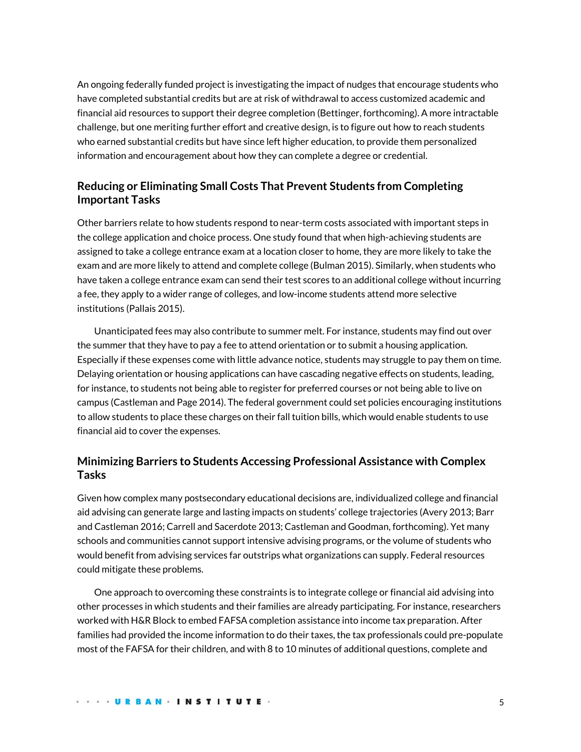An ongoing federally funded project is investigating the impact of nudges that encourage students who have completed substantial credits but are at risk of withdrawal to access customized academic and financial aid resources to support their degree completion (Bettinger, forthcoming). A more intractable challenge, but one meriting further effort and creative design, is to figure out how to reach students who earned substantial credits but have since left higher education, to provide them personalized information and encouragement about how they can complete a degree or credential.

### Reducing or Eliminating Small Costs That Prevent Students from Completing Important Tasks

Other barriers relate to how students respond to near-term costs associated with important steps in the college application and choice process. One study found that when high-achieving students are assigned to take a college entrance exam at a location closer to home, they are more likely to take the exam and are more likely to attend and complete college (Bulman 2015). Similarly, when students who have taken a college entrance exam can send their test scores to an additional college without incurring a fee, they apply to a wider range of colleges, and low-income students attend more selective institutions (Pallais 2015).

Unanticipated fees may also contribute to summer melt. For instance, students may find out over the summer that they have to pay a fee to attend orientation or to submit a housing application. Especially if these expenses come with little advance notice, students may struggle to pay them on time. Delaying orientation or housing applications can have cascading negative effects on students, leading, for instance, to students not being able to register for preferred courses or not being able to live on campus (Castleman and Page 2014). The federal government could set policies encouraging institutions to allow students to place these charges on their fall tuition bills, which would enable students to use financial aid to cover the expenses.

### Minimizing Barriers to Students Accessing Professional Assistance with Complex Tasks

Given how complex many postsecondary educational decisions are, individualized college and financial aid advising can generate large and lasting impacts on students' college trajectories (Avery 2013; Barr and Castleman 2016; Carrell and Sacerdote 2013; Castleman and Goodman, forthcoming). Yet many schools and communities cannot support intensive advising programs, or the volume of students who would benefit from advising services far outstrips what organizations can supply. Federal resources could mitigate these problems.

One approach to overcoming these constraints is to integrate college or financial aid advising into other processes in which students and their families are already participating. For instance, researchers worked with H&R Block to embed FAFSA completion assistance into income tax preparation. After families had provided the income information to do their taxes, the tax professionals could pre-populate most of the FAFSA for their children, and with 8 to 10 minutes of additional questions, complete and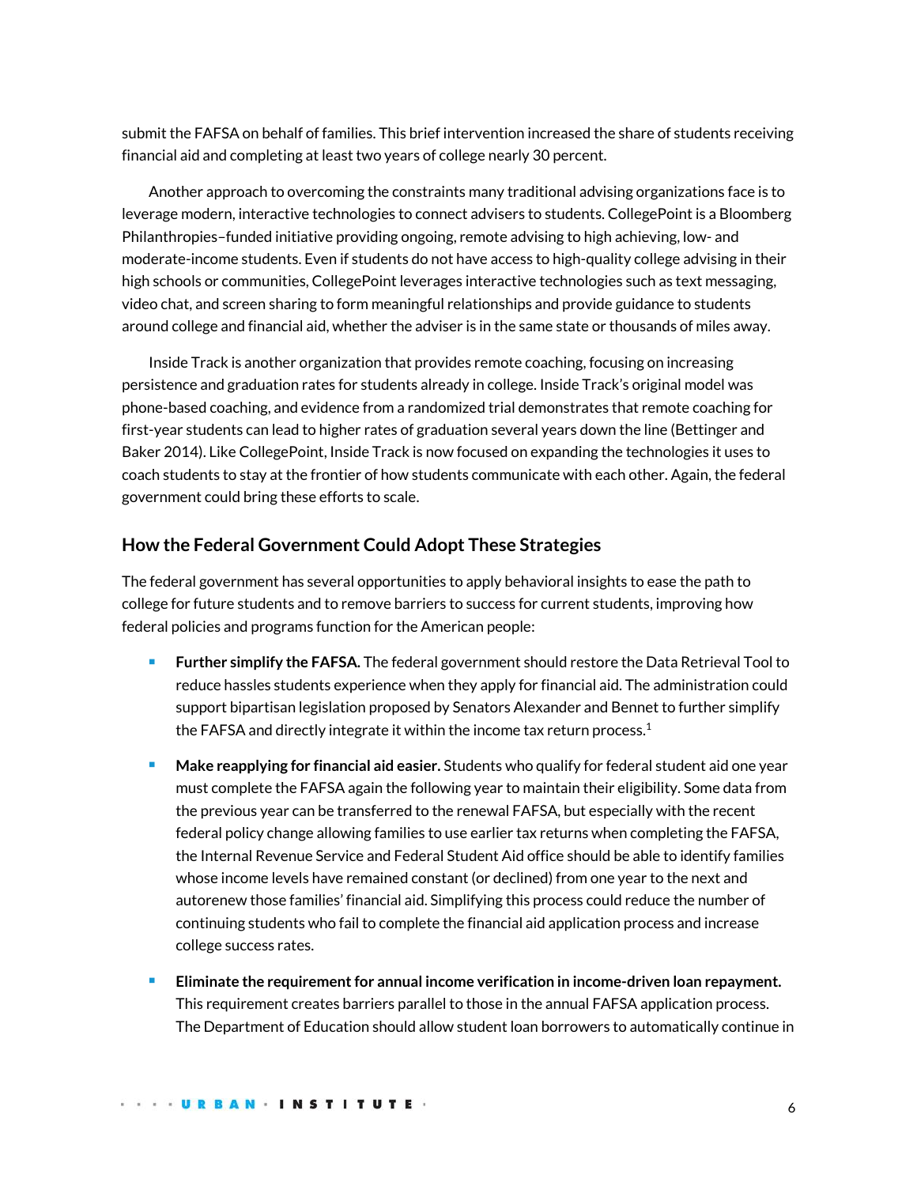submit the FAFSA on behalf of families. This brief intervention increased the share of students receiving financial aid and completing at least two years of college nearly 30 percent.

Another approach to overcoming the constraints many traditional advising organizations face is to leverage modern, interactive technologies to connect advisers to students. CollegePoint is a Bloomberg Philanthropies–funded initiative providing ongoing, remote advising to high achieving, low- and moderate-income students. Even if students do not have access to high-quality college advising in their high schools or communities, CollegePoint leverages interactive technologies such as text messaging, video chat, and screen sharing to form meaningful relationships and provide guidance to students around college and financial aid, whether the adviser is in the same state or thousands of miles away.

Inside Track is another organization that provides remote coaching, focusing on increasing persistence and graduation rates for students already in college. Inside Track's original model was phone-based coaching, and evidence from a randomized trial demonstrates that remote coaching for first-year students can lead to higher rates of graduation several years down the line (Bettinger and Baker 2014). Like CollegePoint, Inside Track is now focused on expanding the technologies it uses to coach students to stay at the frontier of how students communicate with each other. Again, the federal government could bring these efforts to scale.

## How the Federal Government Could Adopt These Strategies

The federal government has several opportunities to apply behavioral insights to ease the path to college for future students and to remove barriers to success for current students, improving how federal policies and programs function for the American people:

- **Further simplify the FAFSA.** The federal government should restore the Data Retrieval Tool to reduce hassles students experience when they apply for financial aid. The administration could support bipartisan legislation proposed by Senators Alexander and Bennet to further simplify the FAFSA and directly integrate it within the income tax return process.[1]
- **Make reapplying for financial aid easier.** Students who qualify for federal student aid one year must complete the FAFSA again the following year to maintain their eligibility. Some data from the previous year can be transferred to the renewal FAFSA, but especially with the recent federal policy change allowing families to use earlier tax returns when completing the FAFSA, the Internal Revenue Service and Federal Student Aid office should be able to identify families whose income levels have remained constant (or declined) from one year to the next and autorenew those families' financial aid. Simplifying this process could reduce the number of continuing students who fail to complete the financial aid application process and increase college success rates.
- **Eliminate the requirement for annual income verification in income-driven loan repayment.** This requirement creates barriers parallel to those in the annual FAFSA application process. The Department of Education should allow student loan borrowers to automatically continue in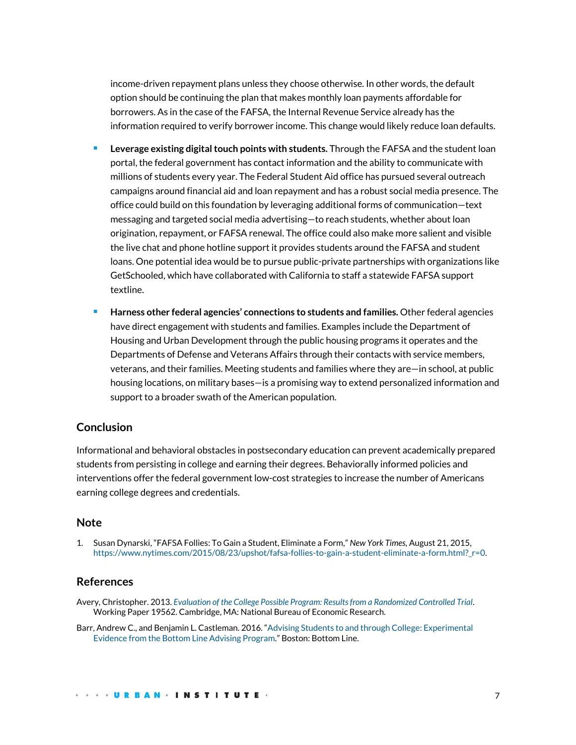income-driven repayment plans unless they choose otherwise. In other words, the default option should be continuing the plan that makes monthly loan payments affordable for borrowers. As in the case of the FAFSA, the Internal Revenue Service already has the information required to verify borrower income. This change would likely reduce loan defaults.

- **Leverage existing digital touch points with students.** Through the FAFSA and the student loan portal, the federal government has contact information and the ability to communicate with millions of students every year. The Federal Student Aid office has pursued several outreach campaigns around financial aid and loan repayment and has a robust social media presence. The office could build on this foundation by leveraging additional forms of communication—text messaging and targeted social media advertising—to reach students, whether about loan origination, repayment, or FAFSA renewal. The office could also make more salient and visible the live chat and phone hotline support it provides students around the FAFSA and student loans. One potential idea would be to pursue public-private partnerships with organizations like GetSchooled, which have collaborated with California to staff a statewide FAFSA support textline.
- **Harness other federal agencies' connections to students and families.** Other federal agencies have direct engagement with students and families. Examples include the Department of Housing and Urban Development through the public housing programs it operates and the Departments of Defense and Veterans Affairs through their contacts with service members, veterans, and their families. Meeting students and families where they are—in school, at public housing locations, on military bases—is a promising way to extend personalized information and support to a broader swath of the American population.

## Conclusion

Informational and behavioral obstacles in postsecondary education can prevent academically prepared students from persisting in college and earning their degrees. Behaviorally informed policies and interventions offer the federal government low-cost strategies to increase the number of Americans earning college degrees and credentials.

## Note

1. Susan Dynarski, "FAFSA Follies: To Gain a Student, Eliminate a Form," *New York Times*, August 21, 2015, https://www.nytimes.com/2015/08/23/upshot/fafsa-follies-to-gain-a-student-eliminate-a-form.html?_r=0.

## References

Avery, Christopher. 2013. *Evaluation of the College Possible Program: Results from a Randomized Controlled Trial*. Working Paper 19562. Cambridge, MA: National Bureau of Economic Research.

Barr, Andrew C., and Benjamin L. Castleman. 2016. "Advising Students to and through College: Experimental Evidence from the Bottom Line Advising Program." Boston: Bottom Line.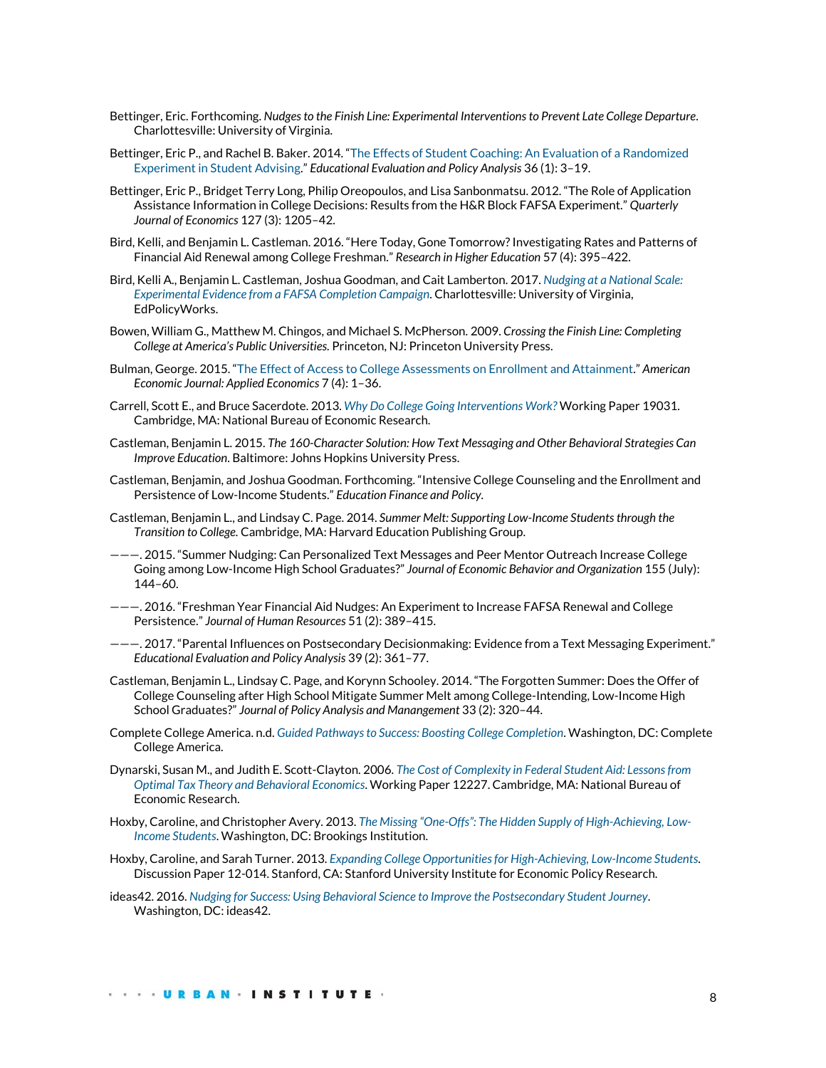Bettinger, Eric. Forthcoming. *Nudges to the Finish Line: Experimental Interventions to Prevent Late College Departure*. Charlottesville: University of Virginia.

Bettinger, Eric P., and Rachel B. Baker. 2014. "The Effects of Student Coaching: An Evaluation of a Randomized Experiment in Student Advising." *Educational Evaluation and Policy Analysis* 36 (1): 3–19.

Bettinger, Eric P., Bridget Terry Long, Philip Oreopoulos, and Lisa Sanbonmatsu. 2012. "The Role of Application Assistance Information in College Decisions: Results from the H&R Block FAFSA Experiment." *Quarterly Journal of Economics* 127 (3): 1205–42.

Bird, Kelli, and Benjamin L. Castleman. 2016. "Here Today, Gone Tomorrow? Investigating Rates and Patterns of Financial Aid Renewal among College Freshman." *Research in Higher Education* 57 (4): 395–422.

Bird, Kelli A., Benjamin L. Castleman, Joshua Goodman, and Cait Lamberton. 2017. *Nudging at a National Scale: Experimental Evidence from a FAFSA Completion Campaign*. Charlottesville: University of Virginia, EdPolicyWorks.

Bowen, William G., Matthew M. Chingos, and Michael S. McPherson. 2009. *Crossing the Finish Line: Completing College at America's Public Universities.* Princeton, NJ: Princeton University Press.

Bulman, George. 2015. "The Effect of Access to College Assessments on Enrollment and Attainment." *American Economic Journal: Applied Economics* 7 (4): 1–36.

Carrell, Scott E., and Bruce Sacerdote. 2013. *Why Do College Going Interventions Work?* Working Paper 19031. Cambridge, MA: National Bureau of Economic Research.

Castleman, Benjamin L. 2015. *The 160-Character Solution: How Text Messaging and Other Behavioral Strategies Can Improve Education*. Baltimore: Johns Hopkins University Press.

Castleman, Benjamin, and Joshua Goodman. Forthcoming. "Intensive College Counseling and the Enrollment and Persistence of Low-Income Students." *Education Finance and Policy*.

Castleman, Benjamin L., and Lindsay C. Page. 2014. *Summer Melt: Supporting Low-Income Students through the Transition to College.* Cambridge, MA: Harvard Education Publishing Group.

———. 2015. "Summer Nudging: Can Personalized Text Messages and Peer Mentor Outreach Increase College Going among Low-Income High School Graduates?" *Journal of Economic Behavior and Organization* 155 (July): 144–60.

———. 2016. "Freshman Year Financial Aid Nudges: An Experiment to Increase FAFSA Renewal and College Persistence." *Journal of Human Resources* 51 (2): 389–415.

———. 2017. "Parental Influences on Postsecondary Decisionmaking: Evidence from a Text Messaging Experiment." *Educational Evaluation and Policy Analysis* 39 (2): 361–77.

Castleman, Benjamin L., Lindsay C. Page, and Korynn Schooley. 2014. "The Forgotten Summer: Does the Offer of College Counseling after High School Mitigate Summer Melt among College-Intending, Low-Income High School Graduates?" *Journal of Policy Analysis and Manangement* 33 (2): 320–44.

Complete College America. n.d. *Guided Pathways to Success: Boosting College Completion*. Washington, DC: Complete College America.

Dynarski, Susan M., and Judith E. Scott-Clayton. 2006. *The Cost of Complexity in Federal Student Aid: Lessons from Optimal Tax Theory and Behavioral Economics*. Working Paper 12227. Cambridge, MA: National Bureau of Economic Research.

Hoxby, Caroline, and Christopher Avery. 2013. *The Missing "One-Offs": The Hidden Supply of High-Achieving, Low-Income Students*. Washington, DC: Brookings Institution.

Hoxby, Caroline, and Sarah Turner. 2013. *Expanding College Opportunities for High-Achieving, Low-Income Students*. Discussion Paper 12-014. Stanford, CA: Stanford University Institute for Economic Policy Research.

ideas42. 2016. *Nudging for Success: Using Behavioral Science to Improve the Postsecondary Student Journey*. Washington, DC: ideas42.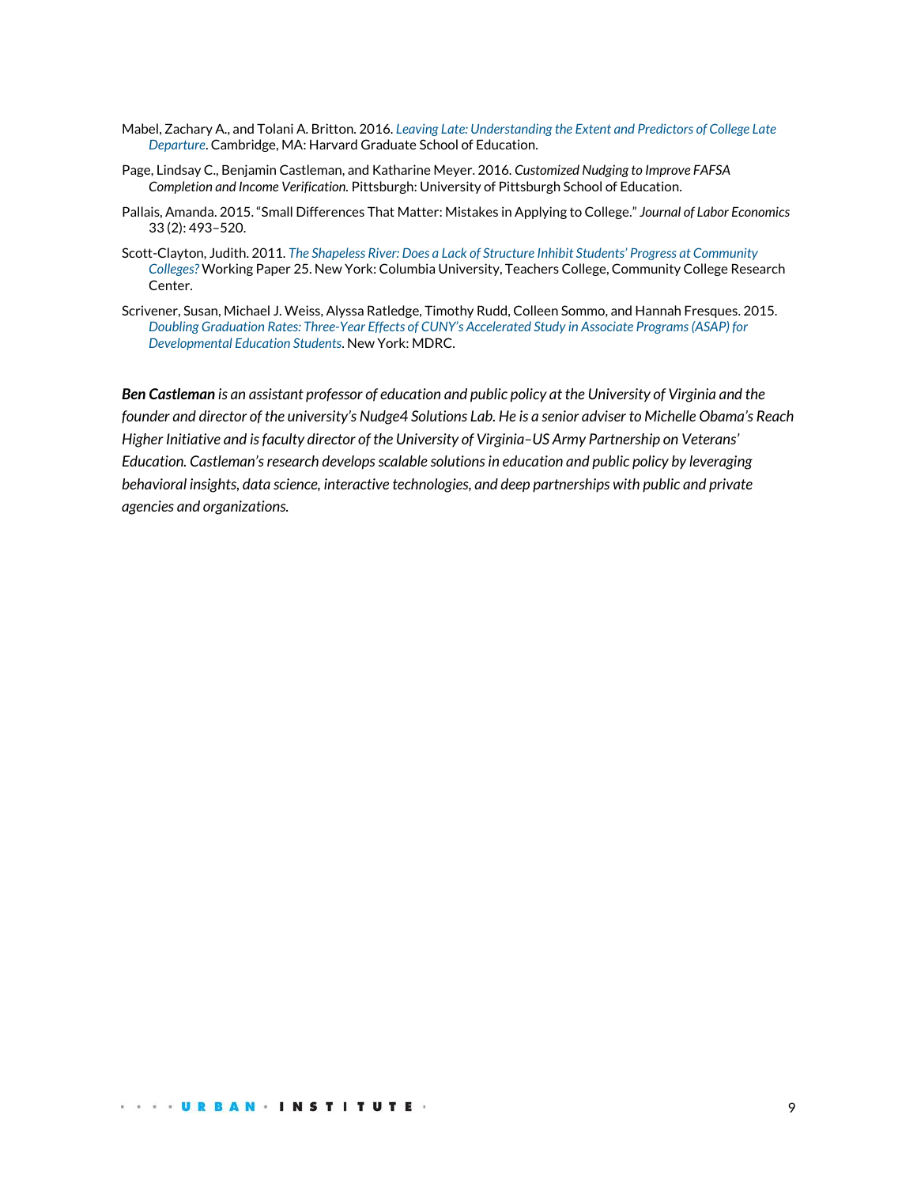Mabel, Zachary A., and Tolani A. Britton. 2016. *Leaving Late: Understanding the Extent and Predictors of College Late Departure*. Cambridge, MA: Harvard Graduate School of Education.

Page, Lindsay C., Benjamin Castleman, and Katharine Meyer. 2016. *Customized Nudging to Improve FAFSA Completion and Income Verification.* Pittsburgh: University of Pittsburgh School of Education.

Pallais, Amanda. 2015. "Small Differences That Matter: Mistakes in Applying to College." *Journal of Labor Economics* 33 (2): 493–520.

Scott-Clayton, Judith. 2011. *The Shapeless River: Does a Lack of Structure Inhibit Students' Progress at Community Colleges?* Working Paper 25. New York: Columbia University, Teachers College, Community College Research Center.

Scrivener, Susan, Michael J. Weiss, Alyssa Ratledge, Timothy Rudd, Colleen Sommo, and Hannah Fresques. 2015. *Doubling Graduation Rates: Three-Year Effects of CUNY's Accelerated Study in Associate Programs (ASAP) for Developmental Education Students*. New York: MDRC.

***Ben Castleman*** *is an assistant professor of education and public policy at the University of Virginia and the founder and director of the university's Nudge4 Solutions Lab. He is a senior adviser to Michelle Obama's Reach Higher Initiative and is faculty director of the University of Virginia–US Army Partnership on Veterans' Education. Castleman's research develops scalable solutions in education and public policy by leveraging behavioral insights, data science, interactive technologies, and deep partnerships with public and private agencies and organizations.*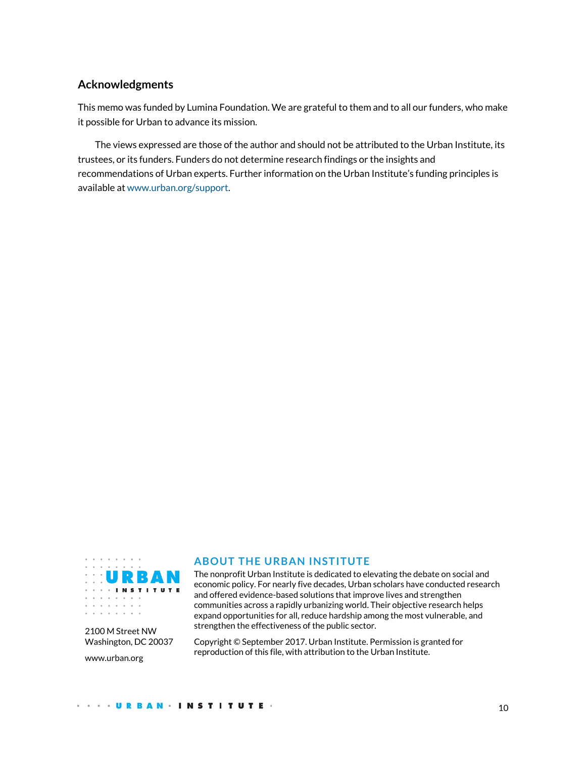## Acknowledgments

This memo was funded by Lumina Foundation. We are grateful to them and to all our funders, who make it possible for Urban to advance its mission.

The views expressed are those of the author and should not be attributed to the Urban Institute, its trustees, or its funders. Funders do not determine research findings or the insights and recommendations of Urban experts. Further information on the Urban Institute's funding principles is available at www.urban.org/support.

URBAN INSTITUTE

2100 M Street NW
Washington, DC 20037

www.urban.org

### ABOUT THE URBAN INSTITUTE

The nonprofit Urban Institute is dedicated to elevating the debate on social and economic policy. For nearly five decades, Urban scholars have conducted research and offered evidence-based solutions that improve lives and strengthen communities across a rapidly urbanizing world. Their objective research helps expand opportunities for all, reduce hardship among the most vulnerable, and strengthen the effectiveness of the public sector.

Copyright © September 2017. Urban Institute. Permission is granted for reproduction of this file, with attribution to the Urban Institute.